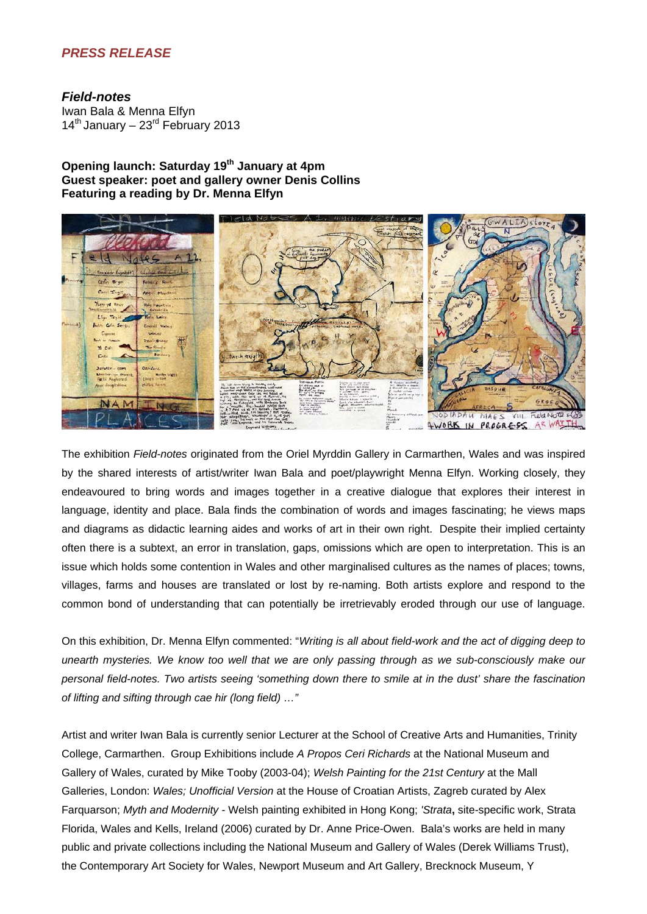## *PRESS RELEASE*

### *Field-notes*

Iwan Bala & Menna Elfyn
14th January – 23rd February 2013

**Opening launch: Saturday 19th January at 4pm**
**Guest speaker: poet and gallery owner Denis Collins**
**Featuring a reading by Dr. Menna Elfyn**

The exhibition *Field-notes* originated from the Oriel Myrddin Gallery in Carmarthen, Wales and was inspired by the shared interests of artist/writer Iwan Bala and poet/playwright Menna Elfyn. Working closely, they endeavoured to bring words and images together in a creative dialogue that explores their interest in language, identity and place. Bala finds the combination of words and images fascinating; he views maps and diagrams as didactic learning aides and works of art in their own right. Despite their implied certainty often there is a subtext, an error in translation, gaps, omissions which are open to interpretation. This is an issue which holds some contention in Wales and other marginalised cultures as the names of places; towns, villages, farms and houses are translated or lost by re-naming. Both artists explore and respond to the common bond of understanding that can potentially be irretrievably eroded through our use of language.

On this exhibition, Dr. Menna Elfyn commented: "*Writing is all about field-work and the act of digging deep to unearth mysteries. We know too well that we are only passing through as we sub-consciously make our personal field-notes. Two artists seeing 'something down there to smile at in the dust' share the fascination of lifting and sifting through cae hir (long field) …"*

Artist and writer Iwan Bala is currently senior Lecturer at the School of Creative Arts and Humanities, Trinity College, Carmarthen. Group Exhibitions include *A Propos Ceri Richards* at the National Museum and Gallery of Wales, curated by Mike Tooby (2003-04); *Welsh Painting for the 21st Century* at the Mall Galleries, London: *Wales; Unofficial Version* at the House of Croatian Artists, Zagreb curated by Alex Farquarson; *Myth and Modernity* - Welsh painting exhibited in Hong Kong; *'Strata***,** site-specific work, Strata Florida, Wales and Kells, Ireland (2006) curated by Dr. Anne Price-Owen. Bala's works are held in many public and private collections including the National Museum and Gallery of Wales (Derek Williams Trust), the Contemporary Art Society for Wales, Newport Museum and Art Gallery, Brecknock Museum, Y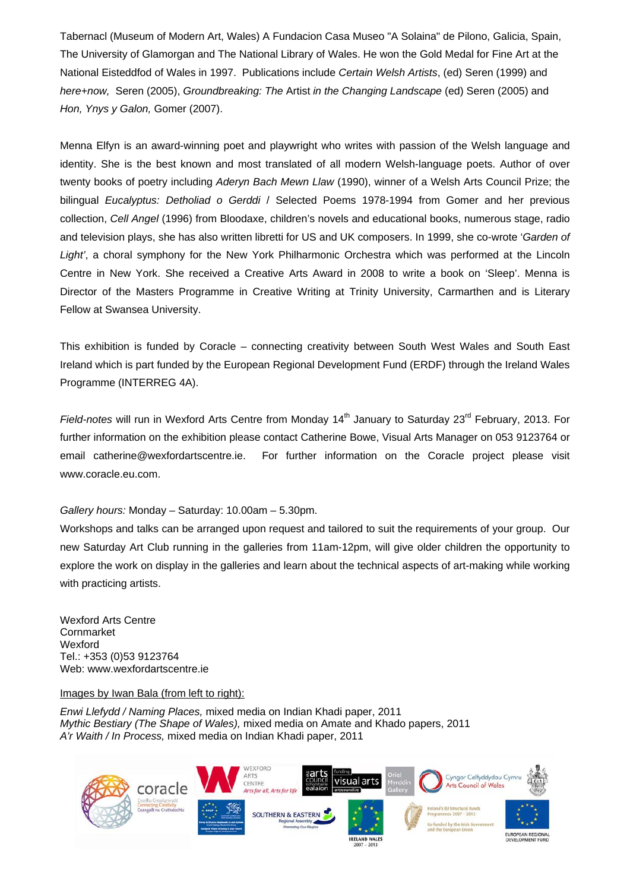Tabernacl (Museum of Modern Art, Wales) A Fundacion Casa Museo "A Solaina" de Pilono, Galicia, Spain, The University of Glamorgan and The National Library of Wales. He won the Gold Medal for Fine Art at the National Eisteddfod of Wales in 1997. Publications include *Certain Welsh Artists*, (ed) Seren (1999) and *here+now,* Seren (2005), *Groundbreaking: The* Artist *in the Changing Landscape* (ed) Seren (2005) and *Hon, Ynys y Galon,* Gomer (2007).

Menna Elfyn is an award-winning poet and playwright who writes with passion of the Welsh language and identity. She is the best known and most translated of all modern Welsh-language poets. Author of over twenty books of poetry including *Aderyn Bach Mewn Llaw* (1990), winner of a Welsh Arts Council Prize; the bilingual *Eucalyptus: Detholiad o Gerddi* / Selected Poems 1978-1994 from Gomer and her previous collection, *Cell Angel* (1996) from Bloodaxe, children's novels and educational books, numerous stage, radio and television plays, she has also written libretti for US and UK composers. In 1999, she co-wrote '*Garden of Light'*, a choral symphony for the New York Philharmonic Orchestra which was performed at the Lincoln Centre in New York. She received a Creative Arts Award in 2008 to write a book on 'Sleep'. Menna is Director of the Masters Programme in Creative Writing at Trinity University, Carmarthen and is Literary Fellow at Swansea University.

This exhibition is funded by Coracle – connecting creativity between South West Wales and South East Ireland which is part funded by the European Regional Development Fund (ERDF) through the Ireland Wales Programme (INTERREG 4A).

*Field-notes* will run in Wexford Arts Centre from Monday 14th January to Saturday 23rd February, 2013. For further information on the exhibition please contact Catherine Bowe, Visual Arts Manager on 053 9123764 or email catherine@wexfordartscentre.ie. For further information on the Coracle project please visit www.coracle.eu.com.

*Gallery hours:* Monday – Saturday: 10.00am – 5.30pm.

Workshops and talks can be arranged upon request and tailored to suit the requirements of your group. Our new Saturday Art Club running in the galleries from 11am-12pm, will give older children the opportunity to explore the work on display in the galleries and learn about the technical aspects of art-making while working with practicing artists.

Wexford Arts Centre
Cornmarket
Wexford
Tel.: +353 (0)53 9123764
Web: www.wexfordartscentre.ie

Images by Iwan Bala (from left to right):

*Enwi Llefydd / Naming Places,* mixed media on Indian Khadi paper, 2011
*Mythic Bestiary (The Shape of Wales),* mixed media on Amate and Khado papers, 2011
*A'r Waith / In Process,* mixed media on Indian Khadi paper, 2011